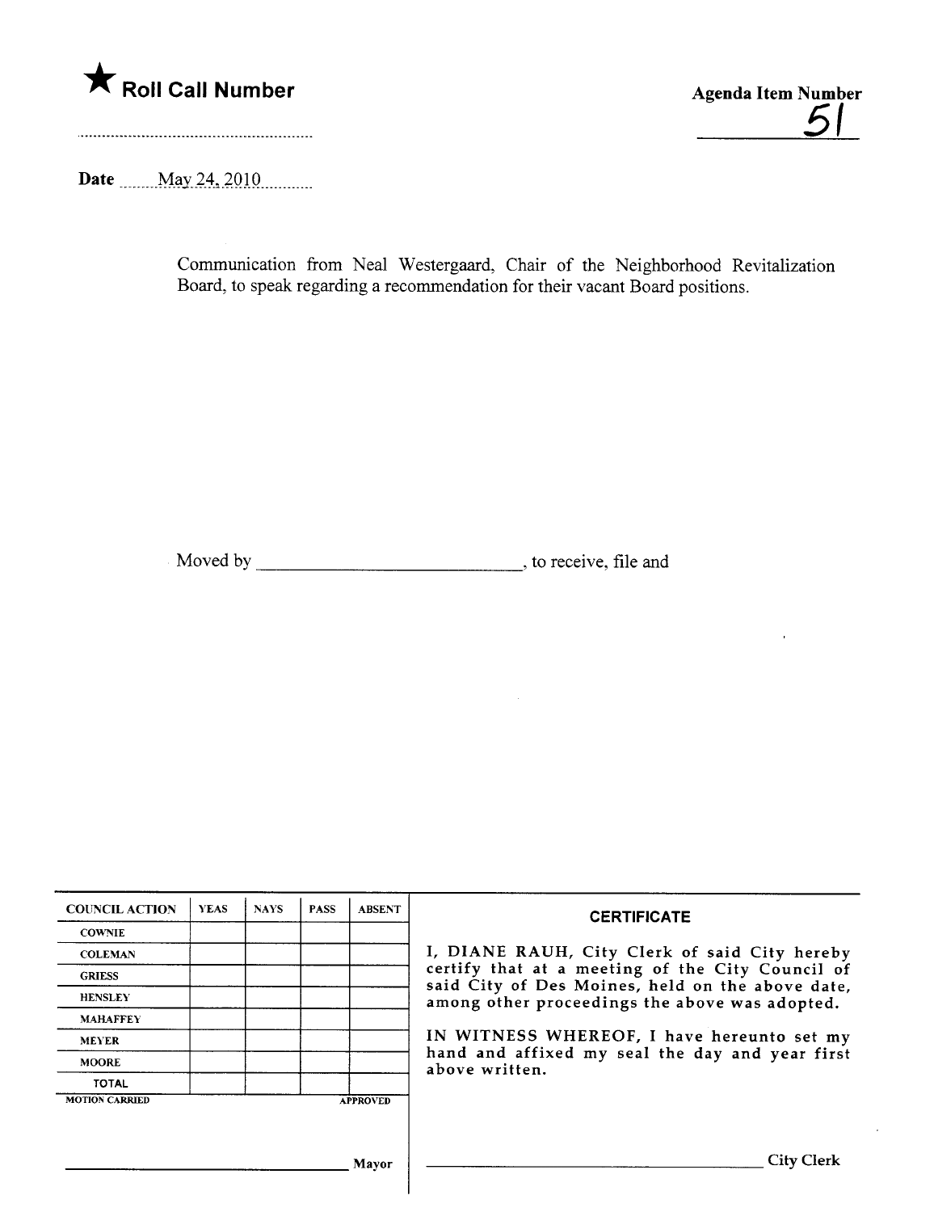★ **Roll Call Number**

**Agenda Item Number**

51

**Date** May 24, 2010

Communication from Neal Westergaard, Chair of the Neighborhood Revitalization Board, to speak regarding a recommendation for their vacant Board positions.

Moved by ____________________________, to receive, file and

| COUNCIL ACTION | YEAS | NAYS | PASS | ABSENT |
|---|---|---|---|---|
| COWNIE | | | | |
| COLEMAN | | | | |
| GRIESS | | | | |
| HENSLEY | | | | |
| MAHAFFEY | | | | |
| MEYER | | | | |
| MOORE | | | | |
| TOTAL | | | | |

MOTION CARRIED APPROVED

______________________________ Mayor

**CERTIFICATE**

I, DIANE RAUH, City Clerk of said City hereby certify that at a meeting of the City Council of said City of Des Moines, held on the above date, among other proceedings the above was adopted.

IN WITNESS WHEREOF, I have hereunto set my hand and affixed my seal the day and year first above written.

______________________________ City Clerk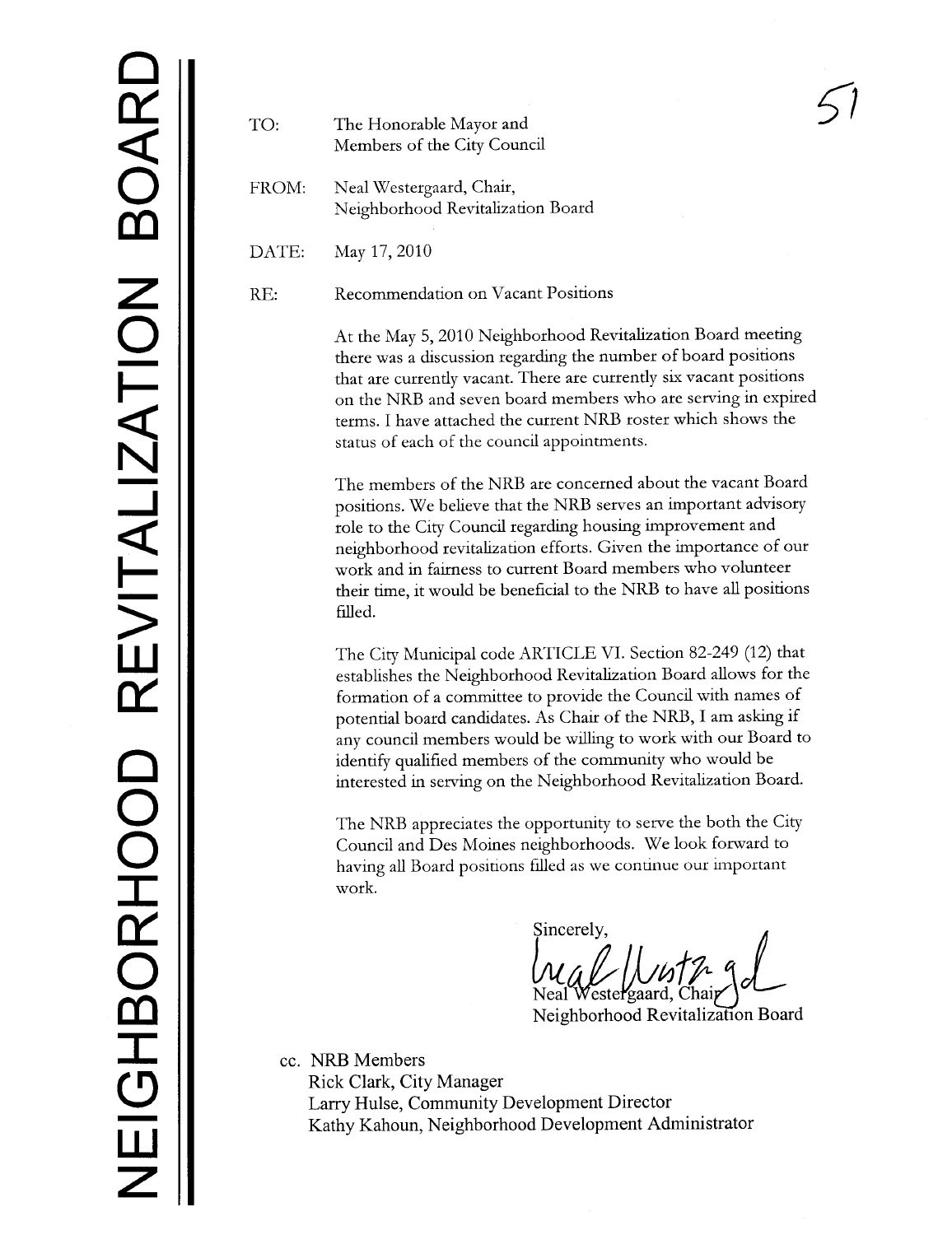NEIGHBORHOOD REVITALIZATION BOARD

51

TO: The Honorable Mayor and Members of the City Council

FROM: Neal Westergaard, Chair, Neighborhood Revitalization Board

DATE: May 17, 2010

RE: Recommendation on Vacant Positions

At the May 5, 2010 Neighborhood Revitalization Board meeting there was a discussion regarding the number of board positions that are currently vacant. There are currently six vacant positions on the NRB and seven board members who are serving in expired terms. I have attached the current NRB roster which shows the status of each of the council appointments.

The members of the NRB are concerned about the vacant Board positions. We believe that the NRB serves an important advisory role to the City Council regarding housing improvement and neighborhood revitalization efforts. Given the importance of our work and in fairness to current Board members who volunteer their time, it would be beneficial to the NRB to have all positions filled.

The City Municipal code ARTICLE VI. Section 82-249 (12) that establishes the Neighborhood Revitalization Board allows for the formation of a committee to provide the Council with names of potential board candidates. As Chair of the NRB, I am asking if any council members would be willing to work with our Board to identify qualified members of the community who would be interested in serving on the Neighborhood Revitalization Board.

The NRB appreciates the opportunity to serve the both the City Council and Des Moines neighborhoods. We look forward to having all Board positions filled as we continue our important work.

Sincerely,

Neal Westergaard, Chair
Neighborhood Revitalization Board

cc. NRB Members
Rick Clark, City Manager
Larry Hulse, Community Development Director
Kathy Kahoun, Neighborhood Development Administrator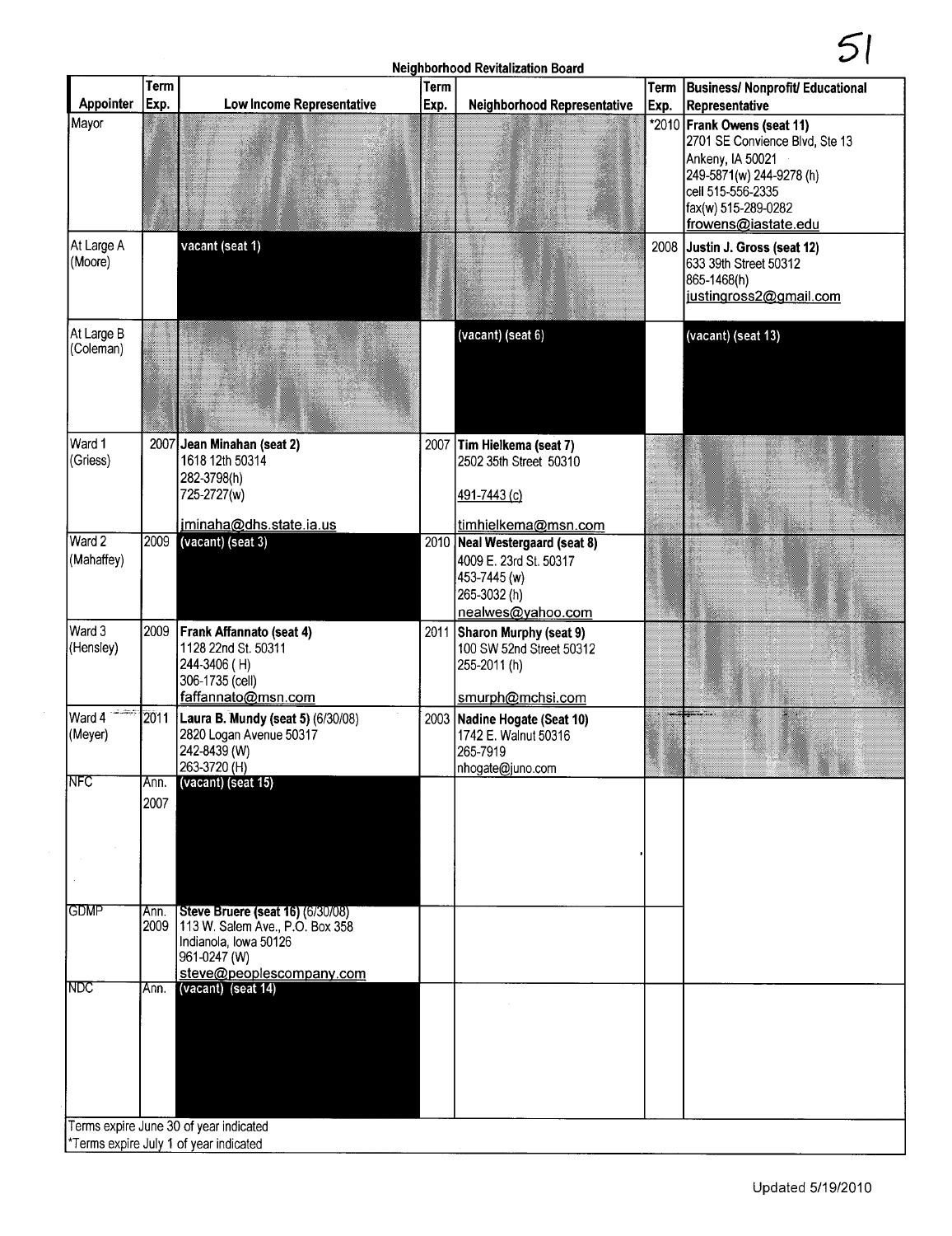# Neighborhood Revitalization Board

| Appointer | Term Exp. | Low Income Representative | Term Exp. | Neighborhood Representative | Term Exp. | Business/ Nonprofit/ Educational Representative |
|---|---|---|---|---|---|---|
| Mayor | | | | | *2010 | **Frank Owens (seat 11)**<br>2701 SE Convience Blvd, Ste 13<br>Ankeny, IA 50021<br>249-5871(w) 244-9278 (h)<br>cell 515-556-2335<br>fax(w) 515-289-0282<br>frowens@iastate.edu |
| At Large A (Moore) | | vacant (seat 1) | | | 2008 | **Justin J. Gross (seat 12)**<br>633 39th Street 50312<br>865-1468(h)<br>justingross2@gmail.com |
| At Large B (Coleman) | | | | (vacant) (seat 6) | | (vacant) (seat 13) |
| Ward 1 (Griess) | 2007 | **Jean Minahan (seat 2)**<br>1618 12th 50314<br>282-3798(h)<br>725-2727(w)<br>jminaha@dhs.state.ia.us | 2007 | **Tim Hielkema (seat 7)**<br>2502 35th Street 50310<br>491-7443 (c)<br>timhielkema@msn.com | | |
| Ward 2 (Mahaffey) | 2009 | (vacant) (seat 3) | 2010 | **Neal Westergaard (seat 8)**<br>4009 E. 23rd St. 50317<br>453-7445 (w)<br>265-3032 (h)<br>nealwes@yahoo.com | | |
| Ward 3 (Hensley) | 2009 | **Frank Affannato (seat 4)**<br>1128 22nd St. 50311<br>244-3406 ( H)<br>306-1735 (cell)<br>faffannato@msn.com | 2011 | **Sharon Murphy (seat 9)**<br>100 SW 52nd Street 50312<br>255-2011 (h)<br>smurph@mchsi.com | | |
| Ward 4 (Meyer) | 2011 | **Laura B. Mundy (seat 5)** (6/30/08)<br>2820 Logan Avenue 50317<br>242-8439 (W)<br>263-3720 (H) | 2003 | **Nadine Hogate (Seat 10)**<br>1742 E. Walnut 50316<br>265-7919<br>nhogate@juno.com | | |
| NFC | Ann. 2007 | (vacant) (seat 15) | | | | |
| GDMP | Ann. 2009 | **Steve Bruere (seat 16)** (6/30/08)<br>113 W. Salem Ave., P.O. Box 358<br>Indianola, Iowa 50126<br>961-0247 (W)<br>steve@peoplescompany.com | | | | |
| NDC | Ann. | (vacant) (seat 14) | | | | |

Terms expire June 30 of year indicated
*Terms expire July 1 of year indicated

Updated 5/19/2010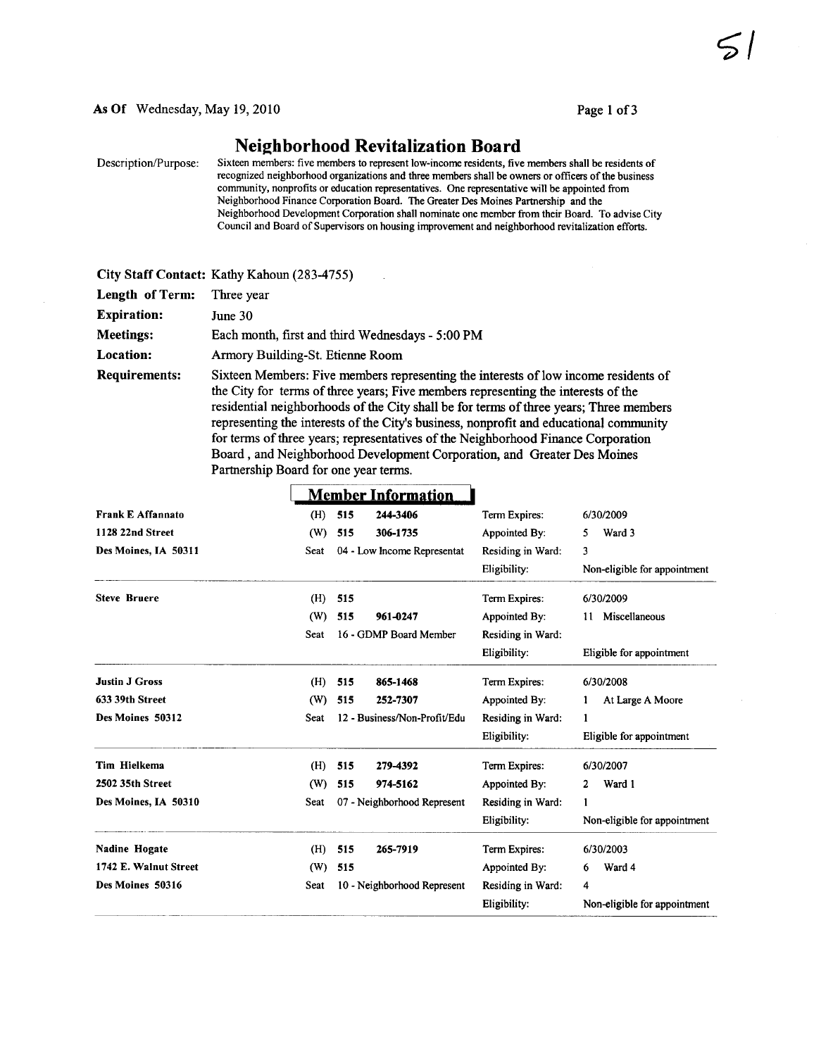51

As Of Wednesday, May 19, 2010

# Neighborhood Revitalization Board

**Description/Purpose:** Sixteen members: five members to represent low-income residents, five members shall be residents of recognized neighborhood organizations and three members shall be owners or officers of the business community, nonprofits or education representatives. One representative will be appointed from Neighborhood Finance Corporation Board. The Greater Des Moines Partnership and the Neighborhood Development Corporation shall nominate one member from their Board. To advise City Council and Board of Supervisors on housing improvement and neighborhood revitalization efforts.

**City Staff Contact:** Kathy Kahoun (283-4755)

**Length of Term:** Three year

**Expiration:** June 30

**Meetings:** Each month, first and third Wednesdays - 5:00 PM

**Location:** Armory Building-St. Etienne Room

**Requirements:** Sixteen Members: Five members representing the interests of low income residents of the City for terms of three years; Five members representing the interests of the residential neighborhoods of the City shall be for terms of three years; Three members representing the interests of the City's business, nonprofit and educational community for terms of three years; representatives of the Neighborhood Finance Corporation Board, and Neighborhood Development Corporation, and Greater Des Moines Partnership Board for one year terms.

## Member Information

| Member | Phone / Seat | Details |
|---|---|---|
| **Frank E Affannato**<br>1128 22nd Street<br>Des Moines, IA 50311 | (H) 515 244-3406<br>(W) 515 306-1735<br>Seat 04 - Low Income Representat | Term Expires: 6/30/2009<br>Appointed By: 5 Ward 3<br>Residing in Ward: 3<br>Eligibility: Non-eligible for appointment |
| **Steve Bruere** | (H) 515<br>(W) 515 961-0247<br>Seat 16 - GDMP Board Member | Term Expires: 6/30/2009<br>Appointed By: 11 Miscellaneous<br>Residing in Ward:<br>Eligibility: Eligible for appointment |
| **Justin J Gross**<br>633 39th Street<br>Des Moines 50312 | (H) 515 865-1468<br>(W) 515 252-7307<br>Seat 12 - Business/Non-Profit/Edu | Term Expires: 6/30/2008<br>Appointed By: 1 At Large A Moore<br>Residing in Ward: 1<br>Eligibility: Eligible for appointment |
| **Tim Hielkema**<br>2502 35th Street<br>Des Moines, IA 50310 | (H) 515 279-4392<br>(W) 515 974-5162<br>Seat 07 - Neighborhood Represent | Term Expires: 6/30/2007<br>Appointed By: 2 Ward 1<br>Residing in Ward: 1<br>Eligibility: Non-eligible for appointment |
| **Nadine Hogate**<br>1742 E. Walnut Street<br>Des Moines 50316 | (H) 515 265-7919<br>(W) 515<br>Seat 10 - Neighborhood Represent | Term Expires: 6/30/2003<br>Appointed By: 6 Ward 4<br>Residing in Ward: 4<br>Eligibility: Non-eligible for appointment |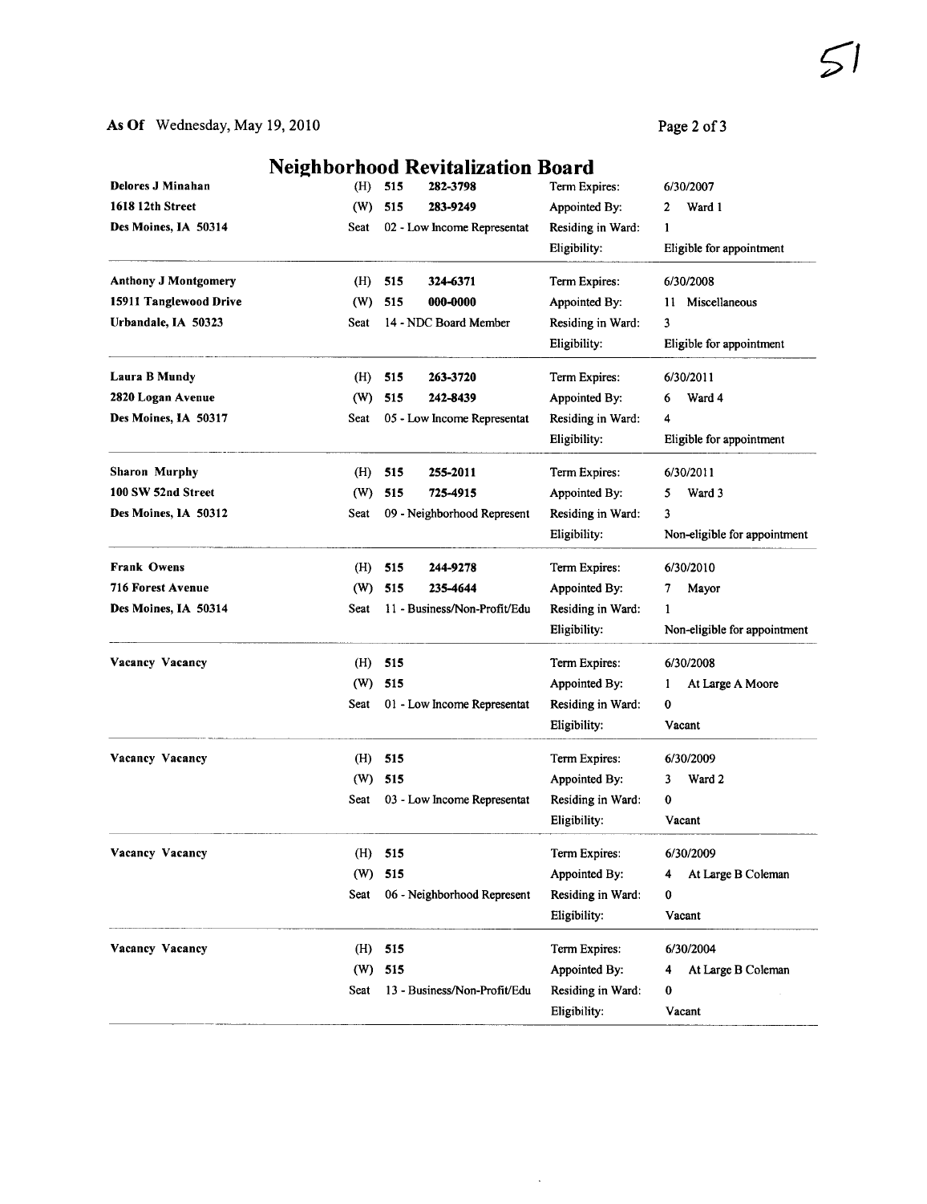As Of Wednesday, May 19, 2010

# Neighborhood Revitalization Board

| Name / Address | | | | | |
|---|---|---|---|---|---|
| **Delores J Minahan** | (H) | 515 282-3798 | Term Expires: | 6/30/2007 |
| **1618 12th Street** | (W) | 515 283-9249 | Appointed By: | 2 Ward 1 |
| **Des Moines, IA 50314** | Seat | 02 - Low Income Representat | Residing in Ward: | 1 |
| | | | Eligibility: | Eligible for appointment |
| **Anthony J Montgomery** | (H) | 515 324-6371 | Term Expires: | 6/30/2008 |
| **15911 Tanglewood Drive** | (W) | 515 000-0000 | Appointed By: | 11 Miscellaneous |
| **Urbandale, IA 50323** | Seat | 14 - NDC Board Member | Residing in Ward: | 3 |
| | | | Eligibility: | Eligible for appointment |
| **Laura B Mundy** | (H) | 515 263-3720 | Term Expires: | 6/30/2011 |
| **2820 Logan Avenue** | (W) | 515 242-8439 | Appointed By: | 6 Ward 4 |
| **Des Moines, IA 50317** | Seat | 05 - Low Income Representat | Residing in Ward: | 4 |
| | | | Eligibility: | Eligible for appointment |
| **Sharon Murphy** | (H) | 515 255-2011 | Term Expires: | 6/30/2011 |
| **100 SW 52nd Street** | (W) | 515 725-4915 | Appointed By: | 5 Ward 3 |
| **Des Moines, IA 50312** | Seat | 09 - Neighborhood Represent | Residing in Ward: | 3 |
| | | | Eligibility: | Non-eligible for appointment |
| **Frank Owens** | (H) | 515 244-9278 | Term Expires: | 6/30/2010 |
| **716 Forest Avenue** | (W) | 515 235-4644 | Appointed By: | 7 Mayor |
| **Des Moines, IA 50314** | Seat | 11 - Business/Non-Profit/Edu | Residing in Ward: | 1 |
| | | | Eligibility: | Non-eligible for appointment |
| **Vacancy Vacancy** | (H) | 515 | Term Expires: | 6/30/2008 |
| | (W) | 515 | Appointed By: | 1 At Large A Moore |
| | Seat | 01 - Low Income Representat | Residing in Ward: | 0 |
| | | | Eligibility: | Vacant |
| **Vacancy Vacancy** | (H) | 515 | Term Expires: | 6/30/2009 |
| | (W) | 515 | Appointed By: | 3 Ward 2 |
| | Seat | 03 - Low Income Representat | Residing in Ward: | 0 |
| | | | Eligibility: | Vacant |
| **Vacancy Vacancy** | (H) | 515 | Term Expires: | 6/30/2009 |
| | (W) | 515 | Appointed By: | 4 At Large B Coleman |
| | Seat | 06 - Neighborhood Represent | Residing in Ward: | 0 |
| | | | Eligibility: | Vacant |
| **Vacancy Vacancy** | (H) | 515 | Term Expires: | 6/30/2004 |
| | (W) | 515 | Appointed By: | 4 At Large B Coleman |
| | Seat | 13 - Business/Non-Profit/Edu | Residing in Ward: | 0 |
| | | | Eligibility: | Vacant |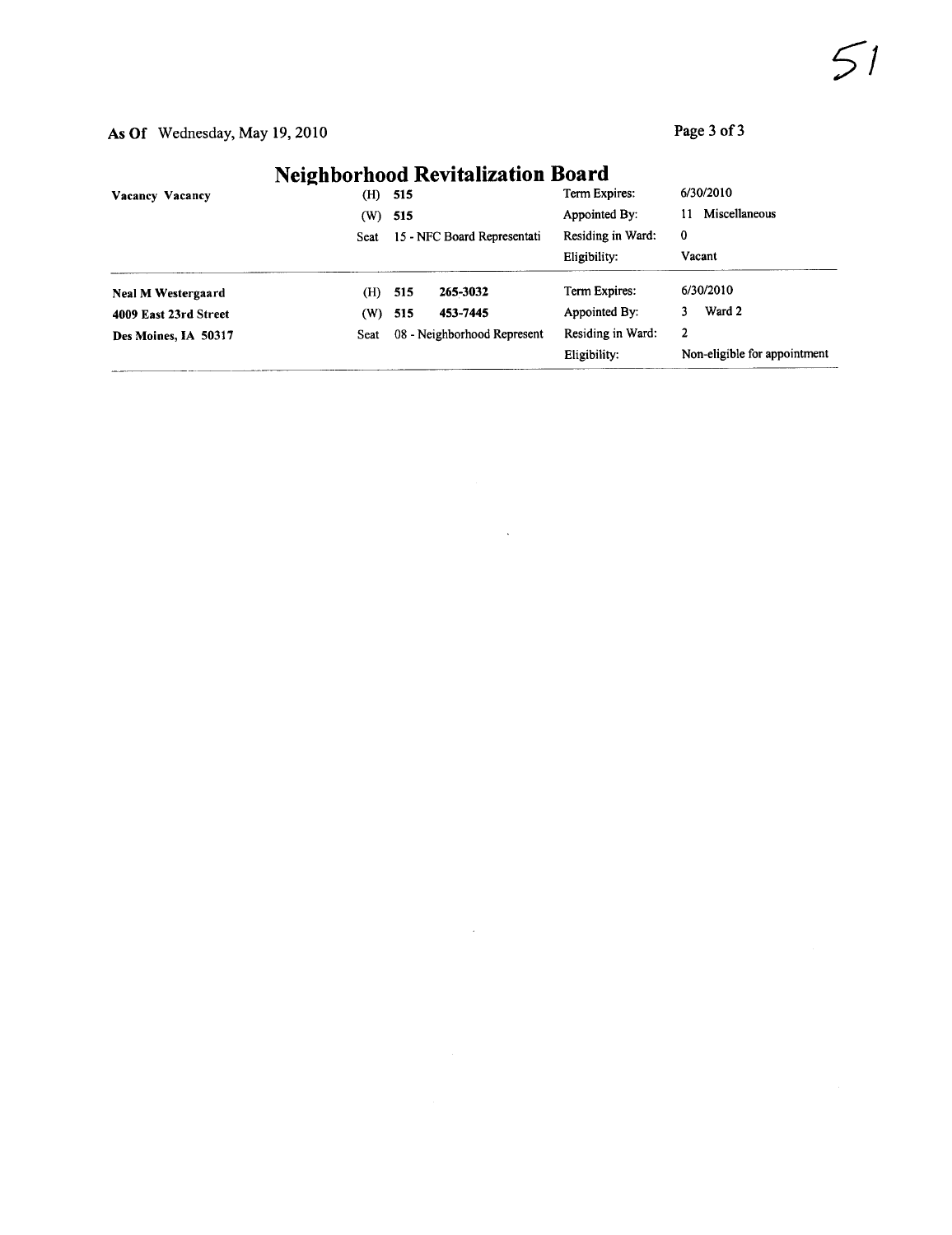As Of Wednesday, May 19, 2010

# Neighborhood Revitalization Board

| | | | | |
|---|---|---|---|---|
| Vacancy Vacancy | (H) 515 | | Term Expires: | 6/30/2010 |
| | (W) 515 | | Appointed By: | 11 Miscellaneous |
| | Seat | 15 - NFC Board Representati | Residing in Ward: | 0 |
| | | | Eligibility: | Vacant |
| Neal M Westergaard | (H) 515 | 265-3032 | Term Expires: | 6/30/2010 |
| 4009 East 23rd Street | (W) 515 | 453-7445 | Appointed By: | 3 Ward 2 |
| Des Moines, IA 50317 | Seat | 08 - Neighborhood Represent | Residing in Ward: | 2 |
| | | | Eligibility: | Non-eligible for appointment |